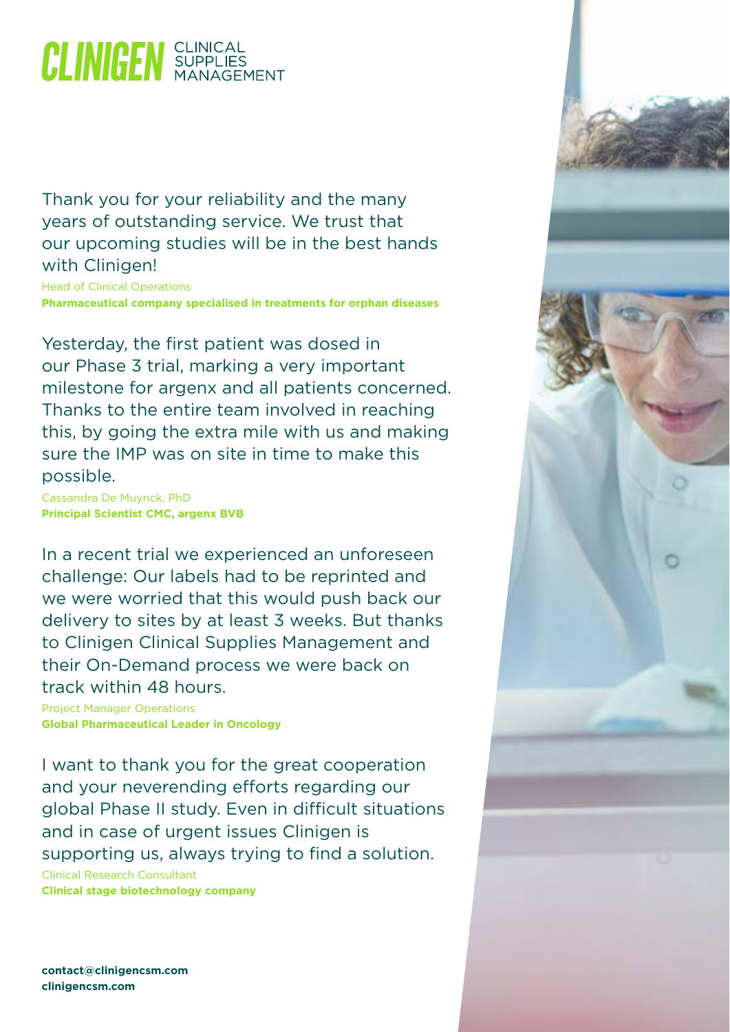**CLINIGEN** CLINICAL SUPPLIES MANAGEMENT

Thank you for your reliability and the many years of outstanding service. We trust that our upcoming studies will be in the best hands with Clinigen!

Head of Clinical Operations
**Pharmaceutical company specialised in treatments for orphan diseases**

Yesterday, the first patient was dosed in our Phase 3 trial, marking a very important milestone for argenx and all patients concerned. Thanks to the entire team involved in reaching this, by going the extra mile with us and making sure the IMP was on site in time to make this possible.

Cassandra De Muynck, PhD
**Principal Scientist CMC, argenx BVB**

In a recent trial we experienced an unforeseen challenge: Our labels had to be reprinted and we were worried that this would push back our delivery to sites by at least 3 weeks. But thanks to Clinigen Clinical Supplies Management and their On-Demand process we were back on track within 48 hours.

Project Manager Operations
**Global Pharmaceutical Leader in Oncology**

I want to thank you for the great cooperation and your neverending efforts regarding our global Phase II study. Even in difficult situations and in case of urgent issues Clinigen is supporting us, always trying to find a solution.

Clinical Research Consultant
**Clinical stage biotechnology company**

**contact@clinigencsm.com**
**clinigencsm.com**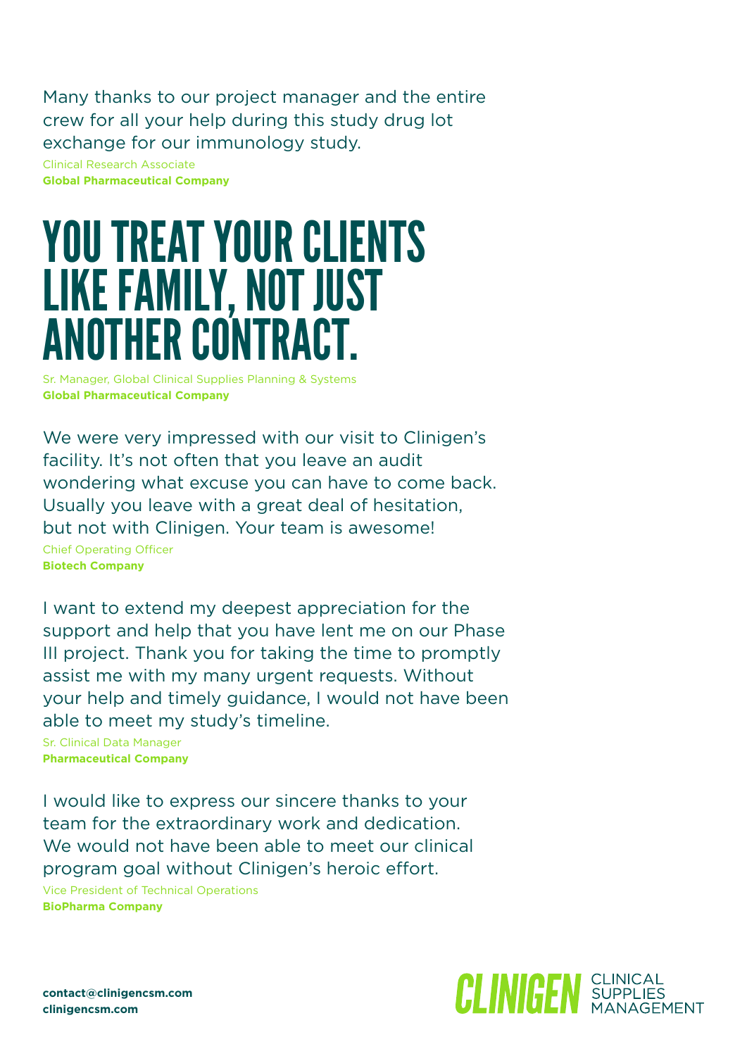Many thanks to our project manager and the entire crew for all your help during this study drug lot exchange for our immunology study.

Clinical Research Associate
**Global Pharmaceutical Company**

# YOU TREAT YOUR CLIENTS LIKE FAMILY, NOT JUST ANOTHER CONTRACT.

Sr. Manager, Global Clinical Supplies Planning & Systems
**Global Pharmaceutical Company**

We were very impressed with our visit to Clinigen's facility. It's not often that you leave an audit wondering what excuse you can have to come back. Usually you leave with a great deal of hesitation, but not with Clinigen. Your team is awesome!

Chief Operating Officer
**Biotech Company**

I want to extend my deepest appreciation for the support and help that you have lent me on our Phase III project. Thank you for taking the time to promptly assist me with my many urgent requests. Without your help and timely guidance, I would not have been able to meet my study's timeline.

Sr. Clinical Data Manager
**Pharmaceutical Company**

I would like to express our sincere thanks to your team for the extraordinary work and dedication. We would not have been able to meet our clinical program goal without Clinigen's heroic effort.

Vice President of Technical Operations
**BioPharma Company**

**contact@clinigencsm.com**
**clinigencsm.com**

CLINIGEN CLINICAL SUPPLIES MANAGEMENT